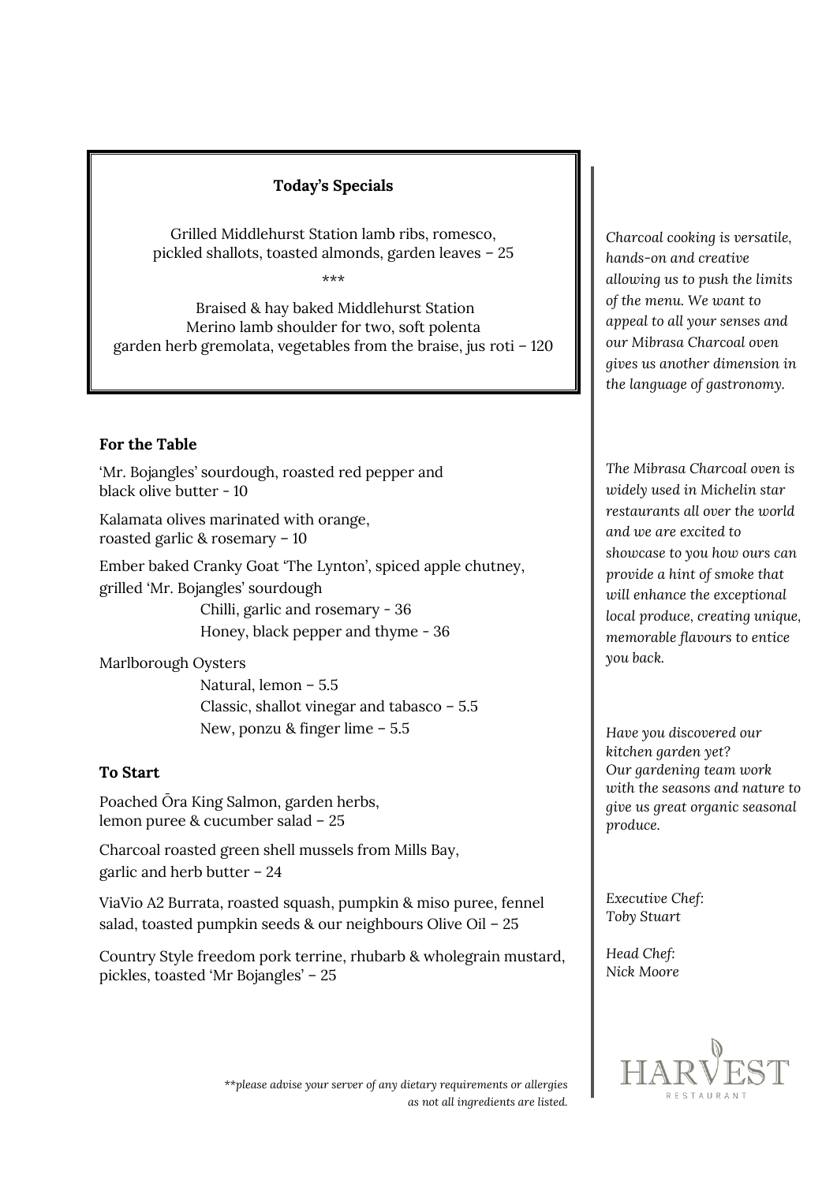**Today's Specials**

Grilled Middlehurst Station lamb ribs, romesco,
pickled shallots, toasted almonds, garden leaves – 25

***

Braised & hay baked Middlehurst Station
Merino lamb shoulder for two, soft polenta
garden herb gremolata, vegetables from the braise, jus roti – 120

## For the Table

'Mr. Bojangles' sourdough, roasted red pepper and
black olive butter - 10

Kalamata olives marinated with orange,
roasted garlic & rosemary – 10

Ember baked Cranky Goat 'The Lynton', spiced apple chutney,
grilled 'Mr. Bojangles' sourdough

- Chilli, garlic and rosemary - 36
- Honey, black pepper and thyme - 36

Marlborough Oysters

- Natural, lemon – 5.5
- Classic, shallot vinegar and tabasco – 5.5
- New, ponzu & finger lime – 5.5

## To Start

Poached Ōra King Salmon, garden herbs,
lemon puree & cucumber salad – 25

Charcoal roasted green shell mussels from Mills Bay,
garlic and herb butter – 24

ViaVio A2 Burrata, roasted squash, pumpkin & miso puree, fennel
salad, toasted pumpkin seeds & our neighbours Olive Oil – 25

Country Style freedom pork terrine, rhubarb & wholegrain mustard,
pickles, toasted 'Mr Bojangles' – 25

*\*\*please advise your server of any dietary requirements or allergies as not all ingredients are listed.*

*Charcoal cooking is versatile, hands-on and creative allowing us to push the limits of the menu. We want to appeal to all your senses and our Mibrasa Charcoal oven gives us another dimension in the language of gastronomy.*

*The Mibrasa Charcoal oven is widely used in Michelin star restaurants all over the world and we are excited to showcase to you how ours can provide a hint of smoke that will enhance the exceptional local produce, creating unique, memorable flavours to entice you back.*

*Have you discovered our kitchen garden yet?*
*Our gardening team work with the seasons and nature to give us great organic seasonal produce.*

*Executive Chef:*
*Toby Stuart*

*Head Chef:*
*Nick Moore*

HARVEST
RESTAURANT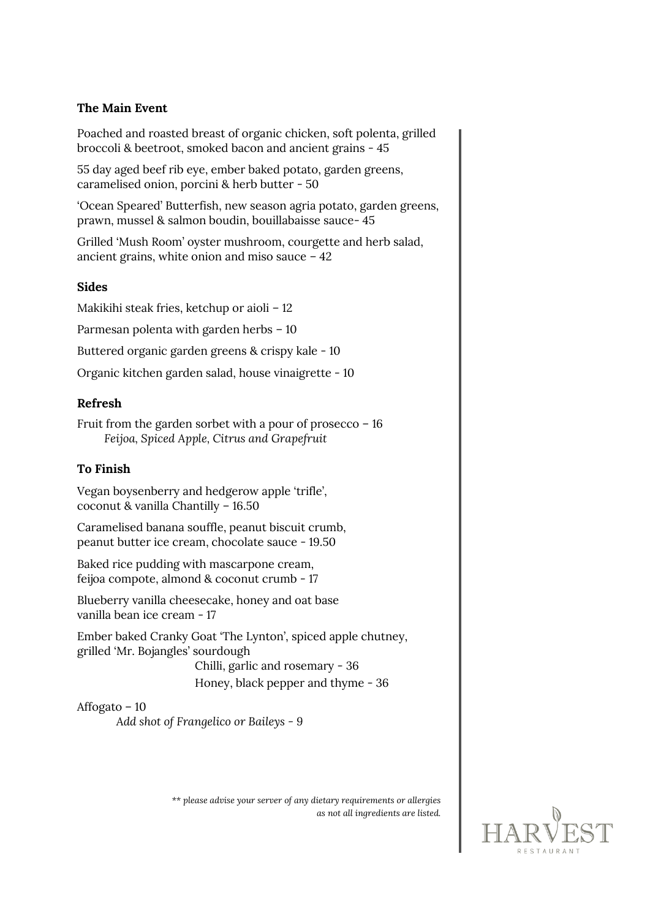## The Main Event

Poached and roasted breast of organic chicken, soft polenta, grilled broccoli & beetroot, smoked bacon and ancient grains - 45

55 day aged beef rib eye, ember baked potato, garden greens, caramelised onion, porcini & herb butter - 50

'Ocean Speared' Butterfish, new season agria potato, garden greens, prawn, mussel & salmon boudin, bouillabaisse sauce- 45

Grilled 'Mush Room' oyster mushroom, courgette and herb salad, ancient grains, white onion and miso sauce – 42

## Sides

Makikihi steak fries, ketchup or aioli – 12

Parmesan polenta with garden herbs – 10

Buttered organic garden greens & crispy kale - 10

Organic kitchen garden salad, house vinaigrette - 10

## Refresh

Fruit from the garden sorbet with a pour of prosecco – 16
*Feijoa, Spiced Apple, Citrus and Grapefruit*

## To Finish

Vegan boysenberry and hedgerow apple 'trifle', coconut & vanilla Chantilly – 16.50

Caramelised banana souffle, peanut biscuit crumb, peanut butter ice cream, chocolate sauce - 19.50

Baked rice pudding with mascarpone cream, feijoa compote, almond & coconut crumb - 17

Blueberry vanilla cheesecake, honey and oat base vanilla bean ice cream - 17

Ember baked Cranky Goat 'The Lynton', spiced apple chutney, grilled 'Mr. Bojangles' sourdough
Chilli, garlic and rosemary - 36
Honey, black pepper and thyme - 36

Affogato – 10
*Add shot of Frangelico or Baileys - 9*

*** please advise your server of any dietary requirements or allergies as not all ingredients are listed.*

HARVEST RESTAURANT